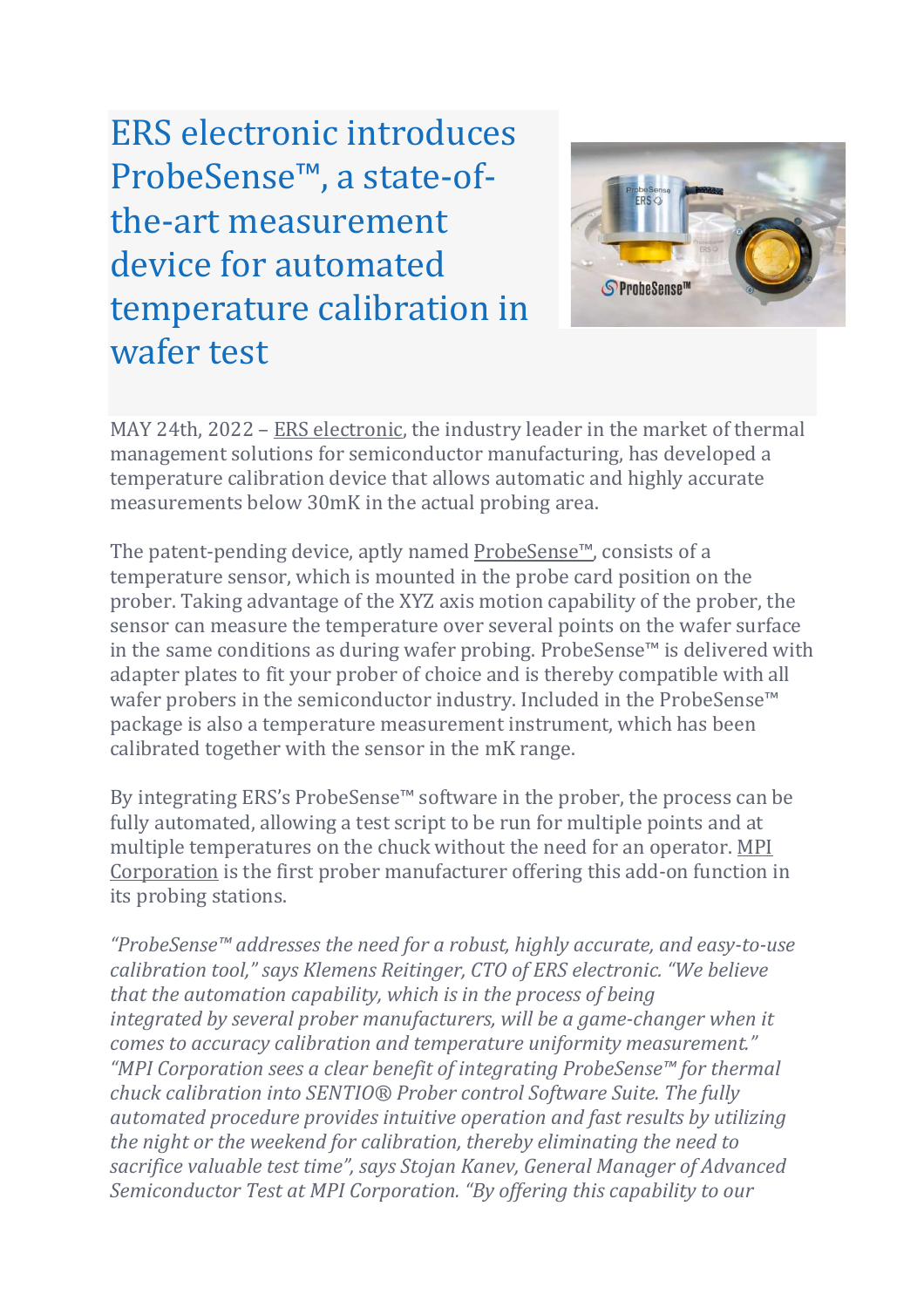# ERS electronic introduces ProbeSense™, a state-of-the-art measurement device for automated temperature calibration in wafer test

MAY 24th, 2022 – ERS electronic, the industry leader in the market of thermal management solutions for semiconductor manufacturing, has developed a temperature calibration device that allows automatic and highly accurate measurements below 30mK in the actual probing area.

The patent-pending device, aptly named ProbeSense™, consists of a temperature sensor, which is mounted in the probe card position on the prober. Taking advantage of the XYZ axis motion capability of the prober, the sensor can measure the temperature over several points on the wafer surface in the same conditions as during wafer probing. ProbeSense™ is delivered with adapter plates to fit your prober of choice and is thereby compatible with all wafer probers in the semiconductor industry. Included in the ProbeSense™ package is also a temperature measurement instrument, which has been calibrated together with the sensor in the mK range.

By integrating ERS's ProbeSense™ software in the prober, the process can be fully automated, allowing a test script to be run for multiple points and at multiple temperatures on the chuck without the need for an operator. MPI Corporation is the first prober manufacturer offering this add-on function in its probing stations.

*"ProbeSense™ addresses the need for a robust, highly accurate, and easy-to-use calibration tool," says Klemens Reitinger, CTO of ERS electronic. "We believe that the automation capability, which is in the process of being integrated by several prober manufacturers, will be a game-changer when it comes to accuracy calibration and temperature uniformity measurement."*
*"MPI Corporation sees a clear benefit of integrating ProbeSense™ for thermal chuck calibration into SENTIO® Prober control Software Suite. The fully automated procedure provides intuitive operation and fast results by utilizing the night or the weekend for calibration, thereby eliminating the need to sacrifice valuable test time", says Stojan Kanev, General Manager of Advanced Semiconductor Test at MPI Corporation. "By offering this capability to our*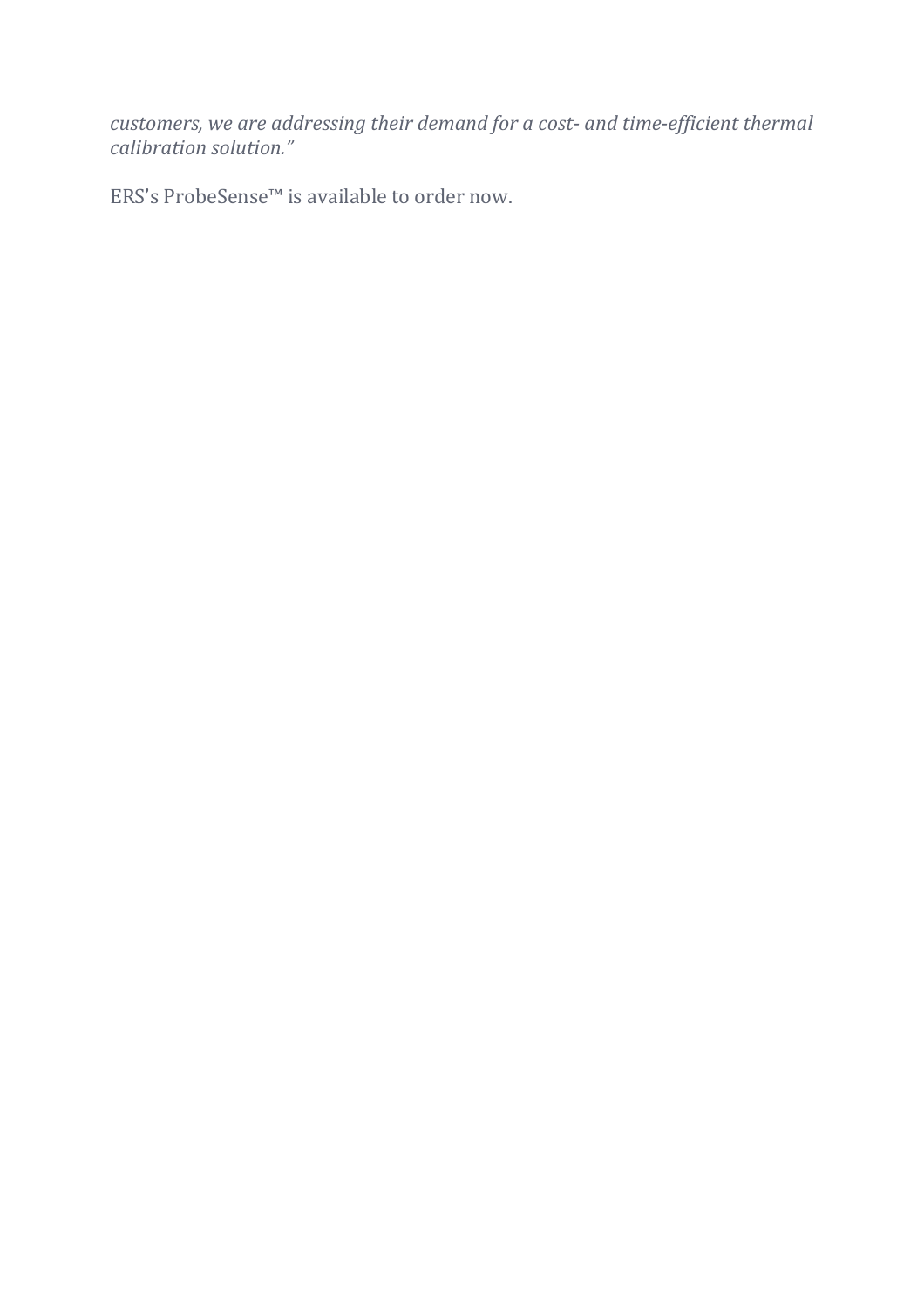*customers, we are addressing their demand for a cost- and time-efficient thermal calibration solution."*

ERS's ProbeSense™ is available to order now.